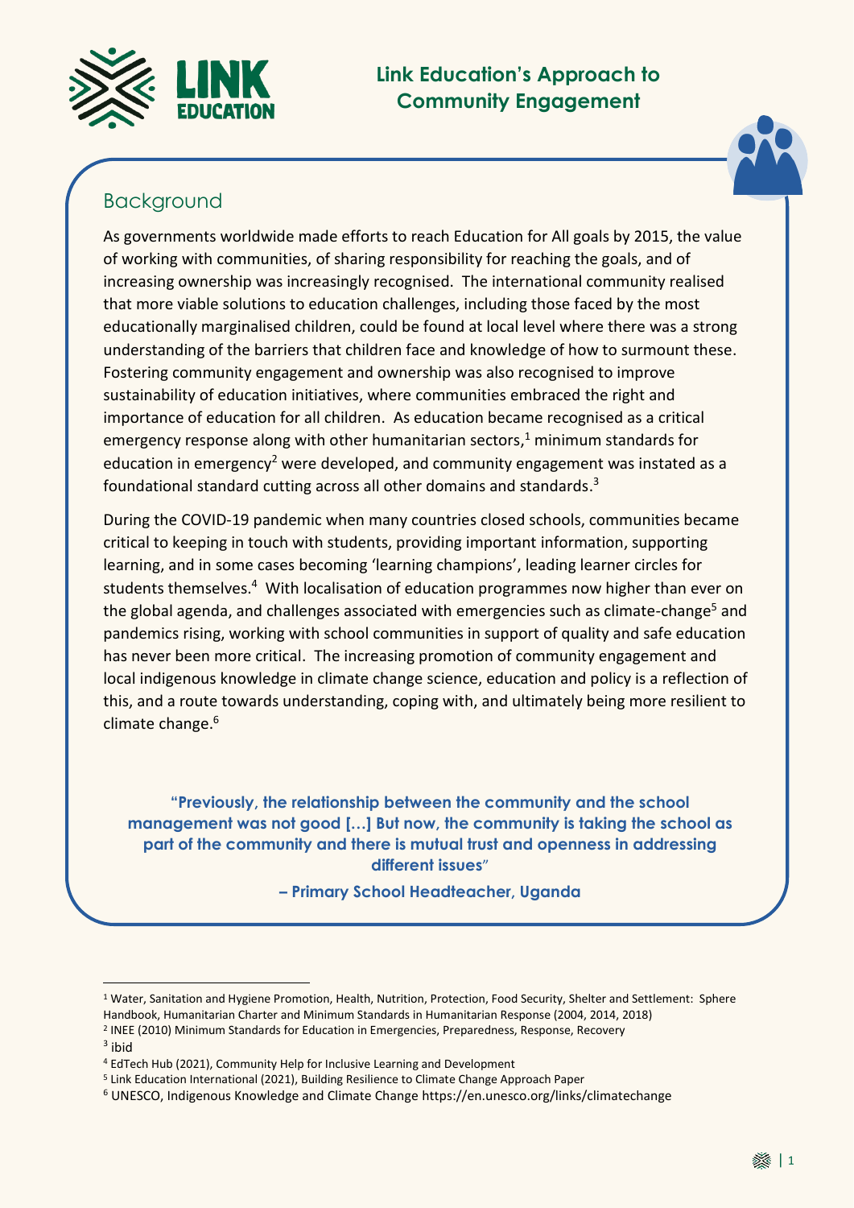# Link Education's Approach to Community Engagement

## Background

As governments worldwide made efforts to reach Education for All goals by 2015, the value of working with communities, of sharing responsibility for reaching the goals, and of increasing ownership was increasingly recognised. The international community realised that more viable solutions to education challenges, including those faced by the most educationally marginalised children, could be found at local level where there was a strong understanding of the barriers that children face and knowledge of how to surmount these. Fostering community engagement and ownership was also recognised to improve sustainability of education initiatives, where communities embraced the right and importance of education for all children. As education became recognised as a critical emergency response along with other humanitarian sectors,[1] minimum standards for education in emergency[2] were developed, and community engagement was instated as a foundational standard cutting across all other domains and standards.[3]

During the COVID-19 pandemic when many countries closed schools, communities became critical to keeping in touch with students, providing important information, supporting learning, and in some cases becoming 'learning champions', leading learner circles for students themselves.[4] With localisation of education programmes now higher than ever on the global agenda, and challenges associated with emergencies such as climate-change[5] and pandemics rising, working with school communities in support of quality and safe education has never been more critical. The increasing promotion of community engagement and local indigenous knowledge in climate change science, education and policy is a reflection of this, and a route towards understanding, coping with, and ultimately being more resilient to climate change.[6]

> **"Previously, the relationship between the community and the school management was not good […] But now, the community is taking the school as part of the community and there is mutual trust and openness in addressing different issues"**
>
> **– Primary School Headteacher, Uganda**

---

[1] Water, Sanitation and Hygiene Promotion, Health, Nutrition, Protection, Food Security, Shelter and Settlement: Sphere Handbook, Humanitarian Charter and Minimum Standards in Humanitarian Response (2004, 2014, 2018)

[2] INEE (2010) Minimum Standards for Education in Emergencies, Preparedness, Response, Recovery

[3] ibid

[4] EdTech Hub (2021), Community Help for Inclusive Learning and Development

[5] Link Education International (2021), Building Resilience to Climate Change Approach Paper

[6] UNESCO, Indigenous Knowledge and Climate Change https://en.unesco.org/links/climatechange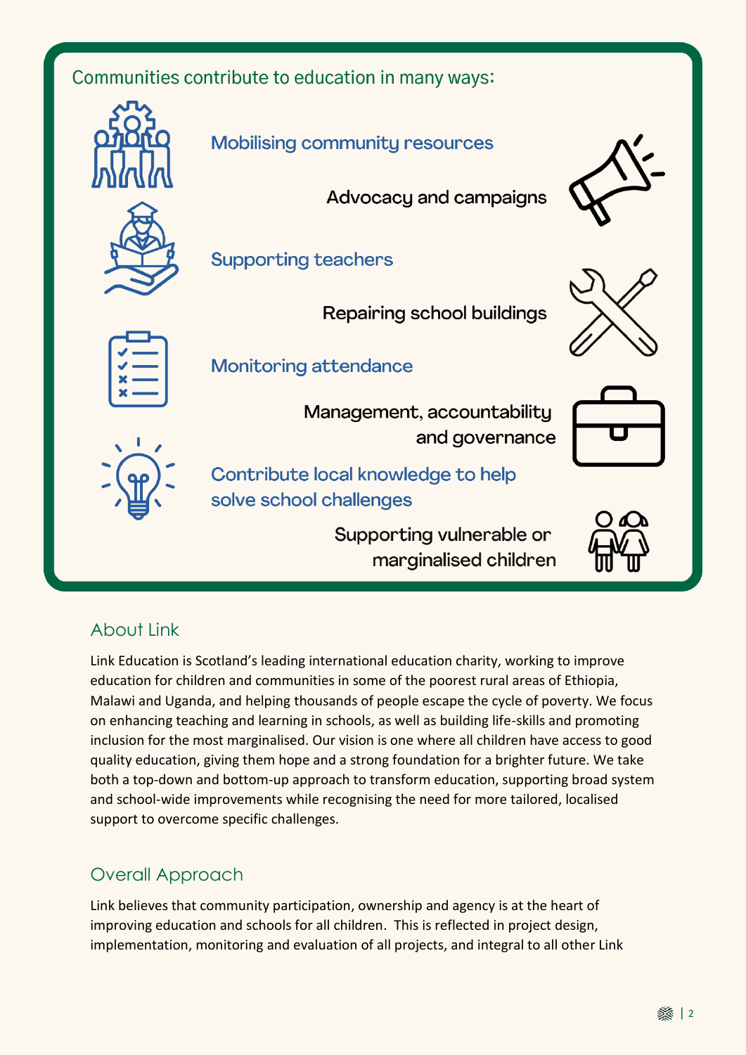Communities contribute to education in many ways:

- Mobilising community resources
- Advocacy and campaigns
- Supporting teachers
- Repairing school buildings
- Monitoring attendance
- Management, accountability and governance
- Contribute local knowledge to help solve school challenges
- Supporting vulnerable or marginalised children

## About Link

Link Education is Scotland's leading international education charity, working to improve education for children and communities in some of the poorest rural areas of Ethiopia, Malawi and Uganda, and helping thousands of people escape the cycle of poverty. We focus on enhancing teaching and learning in schools, as well as building life-skills and promoting inclusion for the most marginalised. Our vision is one where all children have access to good quality education, giving them hope and a strong foundation for a brighter future. We take both a top-down and bottom-up approach to transform education, supporting broad system and school-wide improvements while recognising the need for more tailored, localised support to overcome specific challenges.

## Overall Approach

Link believes that community participation, ownership and agency is at the heart of improving education and schools for all children. This is reflected in project design, implementation, monitoring and evaluation of all projects, and integral to all other Link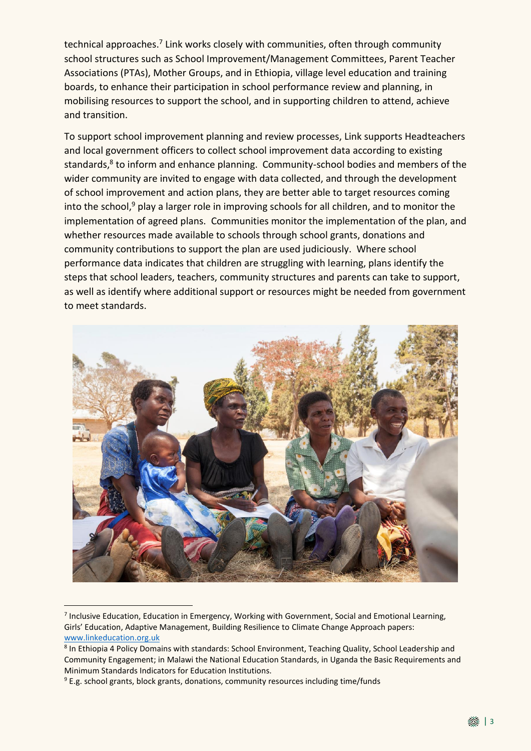technical approaches.[7] Link works closely with communities, often through community school structures such as School Improvement/Management Committees, Parent Teacher Associations (PTAs), Mother Groups, and in Ethiopia, village level education and training boards, to enhance their participation in school performance review and planning, in mobilising resources to support the school, and in supporting children to attend, achieve and transition.

To support school improvement planning and review processes, Link supports Headteachers and local government officers to collect school improvement data according to existing standards,[8] to inform and enhance planning. Community-school bodies and members of the wider community are invited to engage with data collected, and through the development of school improvement and action plans, they are better able to target resources coming into the school,[9] play a larger role in improving schools for all children, and to monitor the implementation of agreed plans. Communities monitor the implementation of the plan, and whether resources made available to schools through school grants, donations and community contributions to support the plan are used judiciously. Where school performance data indicates that children are struggling with learning, plans identify the steps that school leaders, teachers, community structures and parents can take to support, as well as identify where additional support or resources might be needed from government to meet standards.

---

[7] Inclusive Education, Education in Emergency, Working with Government, Social and Emotional Learning, Girls' Education, Adaptive Management, Building Resilience to Climate Change Approach papers: www.linkeducation.org.uk

[8] In Ethiopia 4 Policy Domains with standards: School Environment, Teaching Quality, School Leadership and Community Engagement; in Malawi the National Education Standards, in Uganda the Basic Requirements and Minimum Standards Indicators for Education Institutions.

[9] E.g. school grants, block grants, donations, community resources including time/funds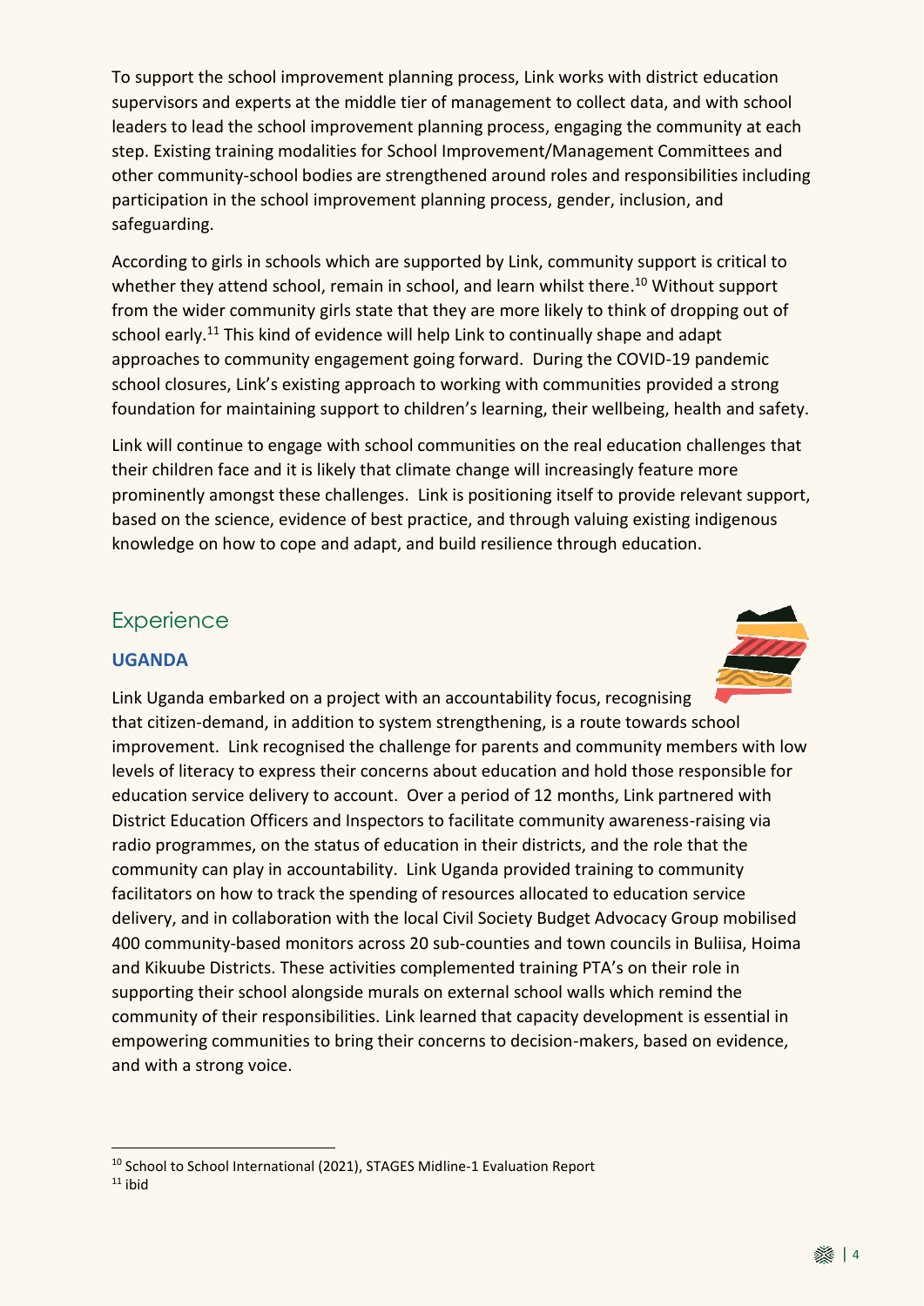To support the school improvement planning process, Link works with district education supervisors and experts at the middle tier of management to collect data, and with school leaders to lead the school improvement planning process, engaging the community at each step. Existing training modalities for School Improvement/Management Committees and other community-school bodies are strengthened around roles and responsibilities including participation in the school improvement planning process, gender, inclusion, and safeguarding.

According to girls in schools which are supported by Link, community support is critical to whether they attend school, remain in school, and learn whilst there.[10] Without support from the wider community girls state that they are more likely to think of dropping out of school early.[11] This kind of evidence will help Link to continually shape and adapt approaches to community engagement going forward. During the COVID-19 pandemic school closures, Link's existing approach to working with communities provided a strong foundation for maintaining support to children's learning, their wellbeing, health and safety.

Link will continue to engage with school communities on the real education challenges that their children face and it is likely that climate change will increasingly feature more prominently amongst these challenges. Link is positioning itself to provide relevant support, based on the science, evidence of best practice, and through valuing existing indigenous knowledge on how to cope and adapt, and build resilience through education.

## Experience

### UGANDA

Link Uganda embarked on a project with an accountability focus, recognising that citizen-demand, in addition to system strengthening, is a route towards school improvement. Link recognised the challenge for parents and community members with low levels of literacy to express their concerns about education and hold those responsible for education service delivery to account. Over a period of 12 months, Link partnered with District Education Officers and Inspectors to facilitate community awareness-raising via radio programmes, on the status of education in their districts, and the role that the community can play in accountability. Link Uganda provided training to community facilitators on how to track the spending of resources allocated to education service delivery, and in collaboration with the local Civil Society Budget Advocacy Group mobilised 400 community-based monitors across 20 sub-counties and town councils in Buliisa, Hoima and Kikuube Districts. These activities complemented training PTA's on their role in supporting their school alongside murals on external school walls which remind the community of their responsibilities. Link learned that capacity development is essential in empowering communities to bring their concerns to decision-makers, based on evidence, and with a strong voice.

---

[10] School to School International (2021), STAGES Midline-1 Evaluation Report

[11] ibid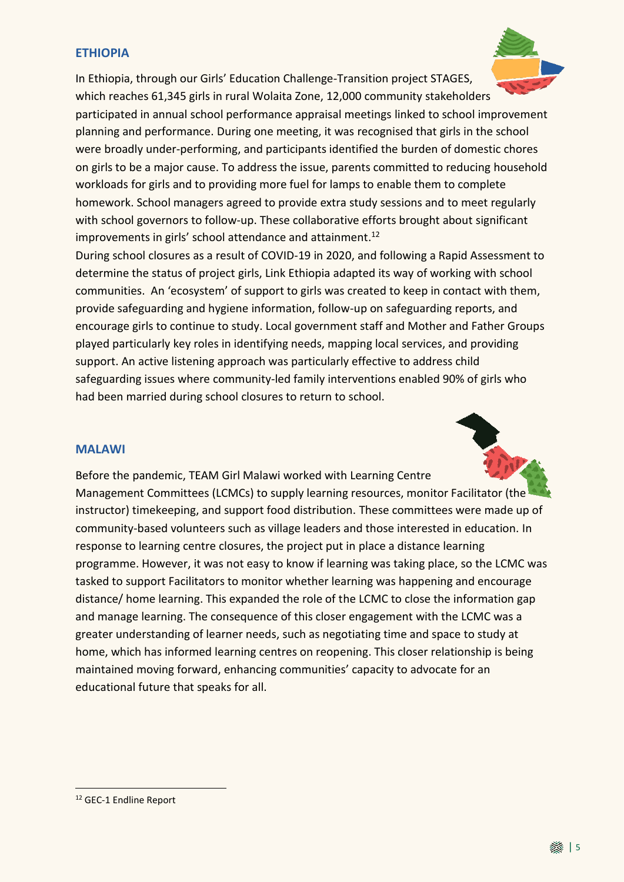## ETHIOPIA

In Ethiopia, through our Girls' Education Challenge-Transition project STAGES, which reaches 61,345 girls in rural Wolaita Zone, 12,000 community stakeholders participated in annual school performance appraisal meetings linked to school improvement planning and performance. During one meeting, it was recognised that girls in the school were broadly under-performing, and participants identified the burden of domestic chores on girls to be a major cause. To address the issue, parents committed to reducing household workloads for girls and to providing more fuel for lamps to enable them to complete homework. School managers agreed to provide extra study sessions and to meet regularly with school governors to follow-up. These collaborative efforts brought about significant improvements in girls' school attendance and attainment.[12]

During school closures as a result of COVID-19 in 2020, and following a Rapid Assessment to determine the status of project girls, Link Ethiopia adapted its way of working with school communities. An 'ecosystem' of support to girls was created to keep in contact with them, provide safeguarding and hygiene information, follow-up on safeguarding reports, and encourage girls to continue to study. Local government staff and Mother and Father Groups played particularly key roles in identifying needs, mapping local services, and providing support. An active listening approach was particularly effective to address child safeguarding issues where community-led family interventions enabled 90% of girls who had been married during school closures to return to school.

## MALAWI

Before the pandemic, TEAM Girl Malawi worked with Learning Centre Management Committees (LCMCs) to supply learning resources, monitor Facilitator (the instructor) timekeeping, and support food distribution. These committees were made up of community-based volunteers such as village leaders and those interested in education. In response to learning centre closures, the project put in place a distance learning programme. However, it was not easy to know if learning was taking place, so the LCMC was tasked to support Facilitators to monitor whether learning was happening and encourage distance/ home learning. This expanded the role of the LCMC to close the information gap and manage learning. The consequence of this closer engagement with the LCMC was a greater understanding of learner needs, such as negotiating time and space to study at home, which has informed learning centres on reopening. This closer relationship is being maintained moving forward, enhancing communities' capacity to advocate for an educational future that speaks for all.

[12] GEC-1 Endline Report